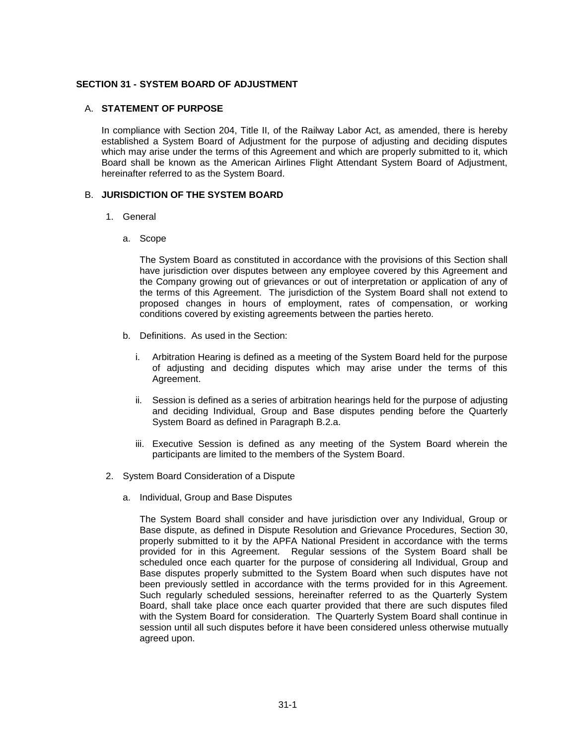# SECTION 31 - SYSTEM BOARD OF ADJUSTMENT

## A. STATEMENT OF PURPOSE

In compliance with Section 204, Title II, of the Railway Labor Act, as amended, there is hereby established a System Board of Adjustment for the purpose of adjusting and deciding disputes which may arise under the terms of this Agreement and which are properly submitted to it, which Board shall be known as the American Airlines Flight Attendant System Board of Adjustment, hereinafter referred to as the System Board.

## B. JURISDICTION OF THE SYSTEM BOARD

1. General

   a. Scope

      The System Board as constituted in accordance with the provisions of this Section shall have jurisdiction over disputes between any employee covered by this Agreement and the Company growing out of grievances or out of interpretation or application of any of the terms of this Agreement. The jurisdiction of the System Board shall not extend to proposed changes in hours of employment, rates of compensation, or working conditions covered by existing agreements between the parties hereto.

   b. Definitions. As used in the Section:

      i. Arbitration Hearing is defined as a meeting of the System Board held for the purpose of adjusting and deciding disputes which may arise under the terms of this Agreement.

      ii. Session is defined as a series of arbitration hearings held for the purpose of adjusting and deciding Individual, Group and Base disputes pending before the Quarterly System Board as defined in Paragraph B.2.a.

      iii. Executive Session is defined as any meeting of the System Board wherein the participants are limited to the members of the System Board.

2. System Board Consideration of a Dispute

   a. Individual, Group and Base Disputes

      The System Board shall consider and have jurisdiction over any Individual, Group or Base dispute, as defined in Dispute Resolution and Grievance Procedures, Section 30, properly submitted to it by the APFA National President in accordance with the terms provided for in this Agreement. Regular sessions of the System Board shall be scheduled once each quarter for the purpose of considering all Individual, Group and Base disputes properly submitted to the System Board when such disputes have not been previously settled in accordance with the terms provided for in this Agreement. Such regularly scheduled sessions, hereinafter referred to as the Quarterly System Board, shall take place once each quarter provided that there are such disputes filed with the System Board for consideration. The Quarterly System Board shall continue in session until all such disputes before it have been considered unless otherwise mutually agreed upon.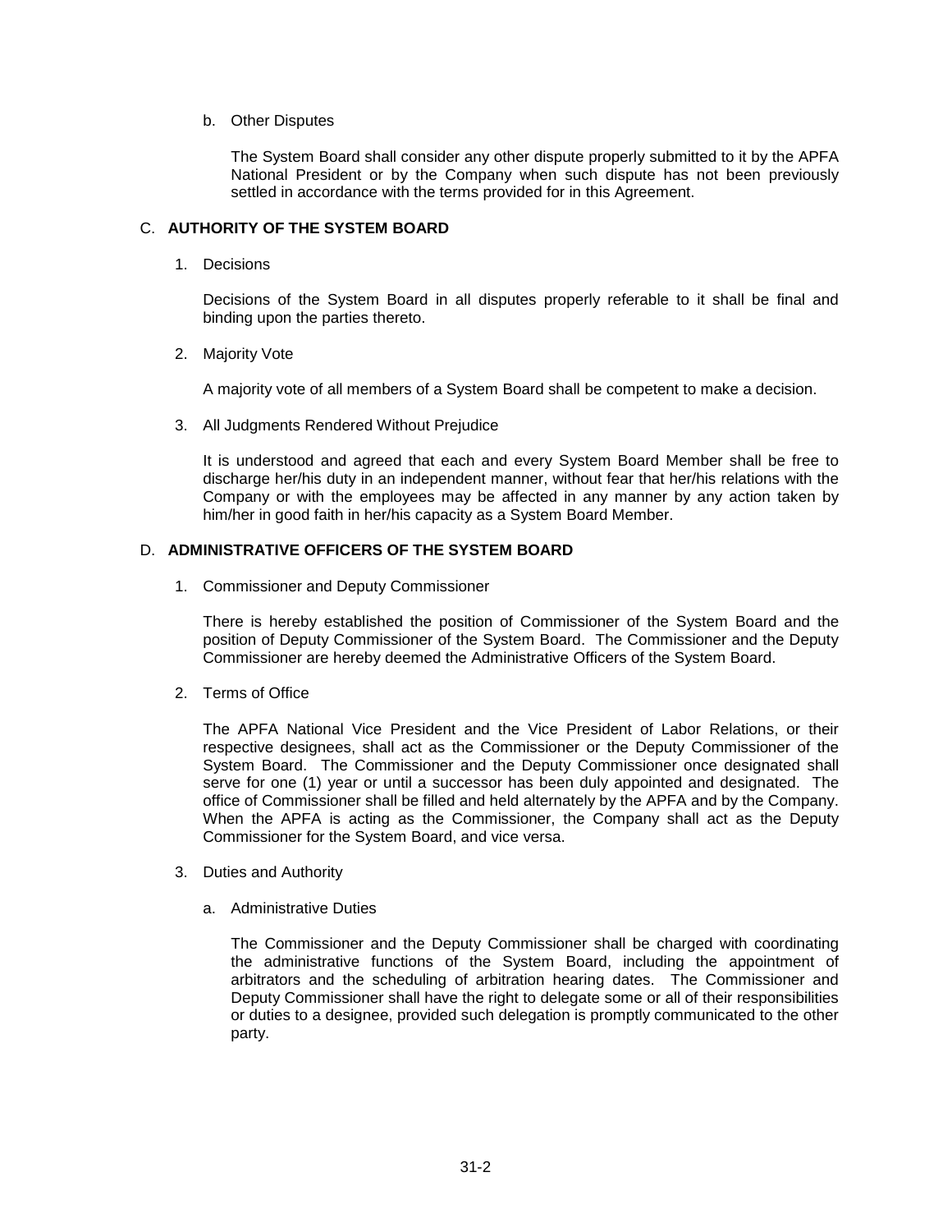b. Other Disputes

The System Board shall consider any other dispute properly submitted to it by the APFA National President or by the Company when such dispute has not been previously settled in accordance with the terms provided for in this Agreement.

## C. AUTHORITY OF THE SYSTEM BOARD

1. Decisions

Decisions of the System Board in all disputes properly referable to it shall be final and binding upon the parties thereto.

2. Majority Vote

A majority vote of all members of a System Board shall be competent to make a decision.

3. All Judgments Rendered Without Prejudice

It is understood and agreed that each and every System Board Member shall be free to discharge her/his duty in an independent manner, without fear that her/his relations with the Company or with the employees may be affected in any manner by any action taken by him/her in good faith in her/his capacity as a System Board Member.

## D. ADMINISTRATIVE OFFICERS OF THE SYSTEM BOARD

1. Commissioner and Deputy Commissioner

There is hereby established the position of Commissioner of the System Board and the position of Deputy Commissioner of the System Board. The Commissioner and the Deputy Commissioner are hereby deemed the Administrative Officers of the System Board.

2. Terms of Office

The APFA National Vice President and the Vice President of Labor Relations, or their respective designees, shall act as the Commissioner or the Deputy Commissioner of the System Board. The Commissioner and the Deputy Commissioner once designated shall serve for one (1) year or until a successor has been duly appointed and designated. The office of Commissioner shall be filled and held alternately by the APFA and by the Company. When the APFA is acting as the Commissioner, the Company shall act as the Deputy Commissioner for the System Board, and vice versa.

3. Duties and Authority

a. Administrative Duties

The Commissioner and the Deputy Commissioner shall be charged with coordinating the administrative functions of the System Board, including the appointment of arbitrators and the scheduling of arbitration hearing dates. The Commissioner and Deputy Commissioner shall have the right to delegate some or all of their responsibilities or duties to a designee, provided such delegation is promptly communicated to the other party.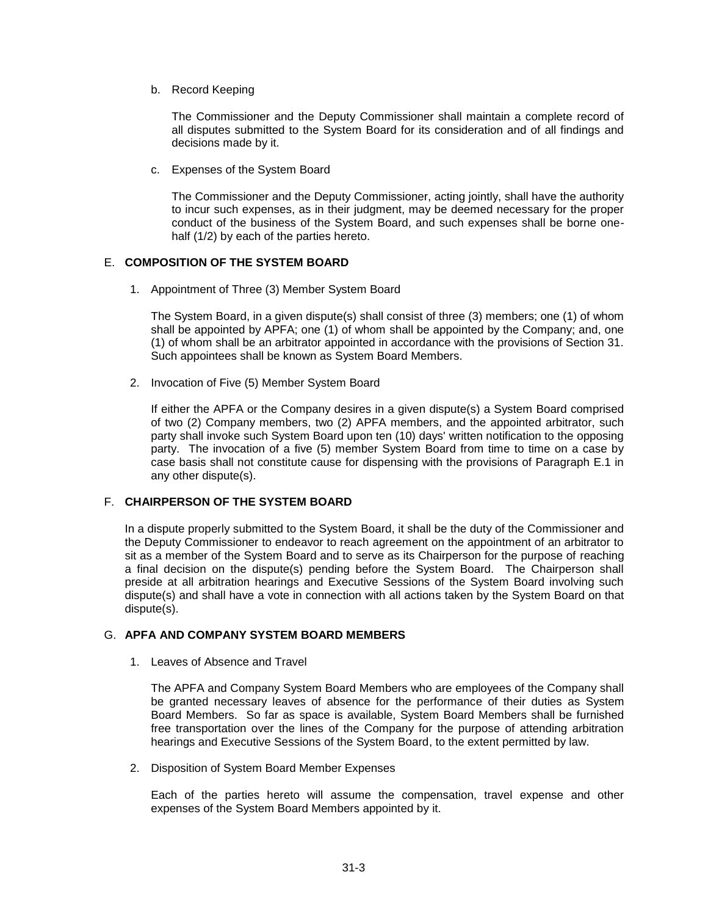b. Record Keeping

   The Commissioner and the Deputy Commissioner shall maintain a complete record of all disputes submitted to the System Board for its consideration and of all findings and decisions made by it.

c. Expenses of the System Board

   The Commissioner and the Deputy Commissioner, acting jointly, shall have the authority to incur such expenses, as in their judgment, may be deemed necessary for the proper conduct of the business of the System Board, and such expenses shall be borne one-half (1/2) by each of the parties hereto.

## E. COMPOSITION OF THE SYSTEM BOARD

1. Appointment of Three (3) Member System Board

   The System Board, in a given dispute(s) shall consist of three (3) members; one (1) of whom shall be appointed by APFA; one (1) of whom shall be appointed by the Company; and, one (1) of whom shall be an arbitrator appointed in accordance with the provisions of Section 31. Such appointees shall be known as System Board Members.

2. Invocation of Five (5) Member System Board

   If either the APFA or the Company desires in a given dispute(s) a System Board comprised of two (2) Company members, two (2) APFA members, and the appointed arbitrator, such party shall invoke such System Board upon ten (10) days' written notification to the opposing party. The invocation of a five (5) member System Board from time to time on a case by case basis shall not constitute cause for dispensing with the provisions of Paragraph E.1 in any other dispute(s).

## F. CHAIRPERSON OF THE SYSTEM BOARD

In a dispute properly submitted to the System Board, it shall be the duty of the Commissioner and the Deputy Commissioner to endeavor to reach agreement on the appointment of an arbitrator to sit as a member of the System Board and to serve as its Chairperson for the purpose of reaching a final decision on the dispute(s) pending before the System Board. The Chairperson shall preside at all arbitration hearings and Executive Sessions of the System Board involving such dispute(s) and shall have a vote in connection with all actions taken by the System Board on that dispute(s).

## G. APFA AND COMPANY SYSTEM BOARD MEMBERS

1. Leaves of Absence and Travel

   The APFA and Company System Board Members who are employees of the Company shall be granted necessary leaves of absence for the performance of their duties as System Board Members. So far as space is available, System Board Members shall be furnished free transportation over the lines of the Company for the purpose of attending arbitration hearings and Executive Sessions of the System Board, to the extent permitted by law.

2. Disposition of System Board Member Expenses

   Each of the parties hereto will assume the compensation, travel expense and other expenses of the System Board Members appointed by it.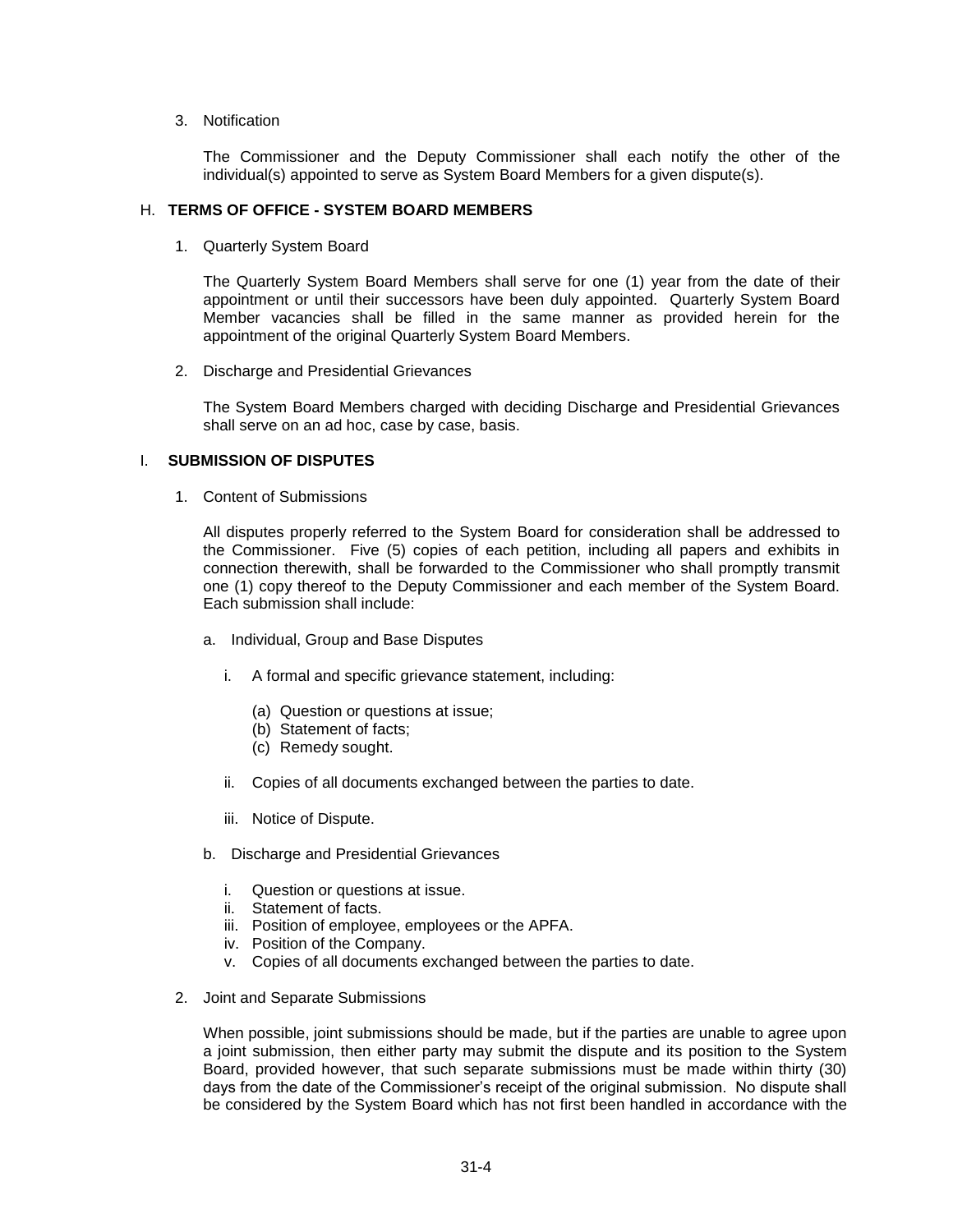3. Notification

   The Commissioner and the Deputy Commissioner shall each notify the other of the individual(s) appointed to serve as System Board Members for a given dispute(s).

### H. **TERMS OF OFFICE - SYSTEM BOARD MEMBERS**

1. Quarterly System Board

   The Quarterly System Board Members shall serve for one (1) year from the date of their appointment or until their successors have been duly appointed. Quarterly System Board Member vacancies shall be filled in the same manner as provided herein for the appointment of the original Quarterly System Board Members.

2. Discharge and Presidential Grievances

   The System Board Members charged with deciding Discharge and Presidential Grievances shall serve on an ad hoc, case by case, basis.

### I. **SUBMISSION OF DISPUTES**

1. Content of Submissions

   All disputes properly referred to the System Board for consideration shall be addressed to the Commissioner. Five (5) copies of each petition, including all papers and exhibits in connection therewith, shall be forwarded to the Commissioner who shall promptly transmit one (1) copy thereof to the Deputy Commissioner and each member of the System Board. Each submission shall include:

   a. Individual, Group and Base Disputes

      i. A formal and specific grievance statement, including:

         (a) Question or questions at issue;
         (b) Statement of facts;
         (c) Remedy sought.

      ii. Copies of all documents exchanged between the parties to date.

      iii. Notice of Dispute.

   b. Discharge and Presidential Grievances

      i. Question or questions at issue.
      ii. Statement of facts.
      iii. Position of employee, employees or the APFA.
      iv. Position of the Company.
      v. Copies of all documents exchanged between the parties to date.

2. Joint and Separate Submissions

   When possible, joint submissions should be made, but if the parties are unable to agree upon a joint submission, then either party may submit the dispute and its position to the System Board, provided however, that such separate submissions must be made within thirty (30) days from the date of the Commissioner's receipt of the original submission. No dispute shall be considered by the System Board which has not first been handled in accordance with the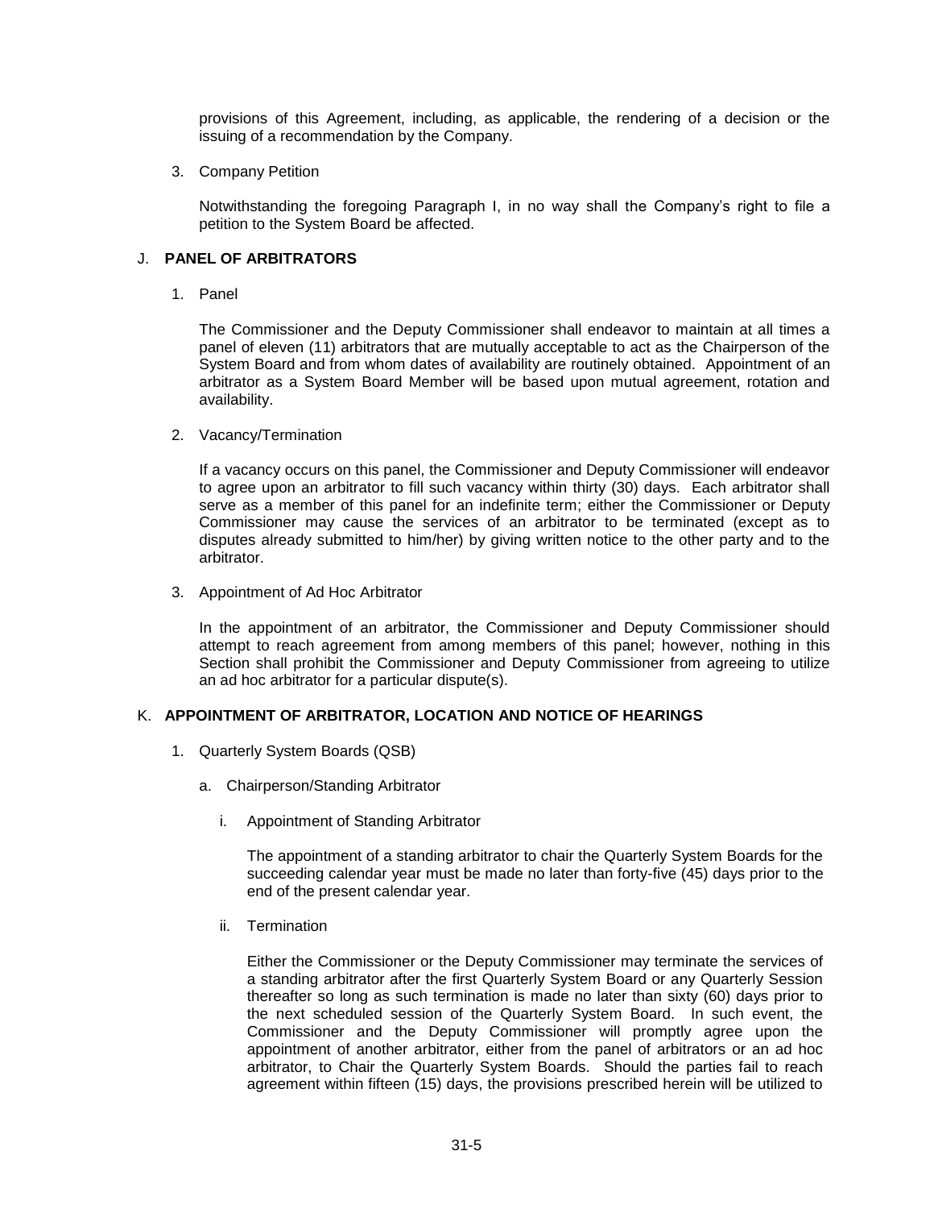provisions of this Agreement, including, as applicable, the rendering of a decision or the issuing of a recommendation by the Company.

3. Company Petition

   Notwithstanding the foregoing Paragraph I, in no way shall the Company's right to file a petition to the System Board be affected.

## J. PANEL OF ARBITRATORS

1. Panel

   The Commissioner and the Deputy Commissioner shall endeavor to maintain at all times a panel of eleven (11) arbitrators that are mutually acceptable to act as the Chairperson of the System Board and from whom dates of availability are routinely obtained. Appointment of an arbitrator as a System Board Member will be based upon mutual agreement, rotation and availability.

2. Vacancy/Termination

   If a vacancy occurs on this panel, the Commissioner and Deputy Commissioner will endeavor to agree upon an arbitrator to fill such vacancy within thirty (30) days. Each arbitrator shall serve as a member of this panel for an indefinite term; either the Commissioner or Deputy Commissioner may cause the services of an arbitrator to be terminated (except as to disputes already submitted to him/her) by giving written notice to the other party and to the arbitrator.

3. Appointment of Ad Hoc Arbitrator

   In the appointment of an arbitrator, the Commissioner and Deputy Commissioner should attempt to reach agreement from among members of this panel; however, nothing in this Section shall prohibit the Commissioner and Deputy Commissioner from agreeing to utilize an ad hoc arbitrator for a particular dispute(s).

## K. APPOINTMENT OF ARBITRATOR, LOCATION AND NOTICE OF HEARINGS

1. Quarterly System Boards (QSB)

   a. Chairperson/Standing Arbitrator

      i. Appointment of Standing Arbitrator

         The appointment of a standing arbitrator to chair the Quarterly System Boards for the succeeding calendar year must be made no later than forty-five (45) days prior to the end of the present calendar year.

      ii. Termination

         Either the Commissioner or the Deputy Commissioner may terminate the services of a standing arbitrator after the first Quarterly System Board or any Quarterly Session thereafter so long as such termination is made no later than sixty (60) days prior to the next scheduled session of the Quarterly System Board. In such event, the Commissioner and the Deputy Commissioner will promptly agree upon the appointment of another arbitrator, either from the panel of arbitrators or an ad hoc arbitrator, to Chair the Quarterly System Boards. Should the parties fail to reach agreement within fifteen (15) days, the provisions prescribed herein will be utilized to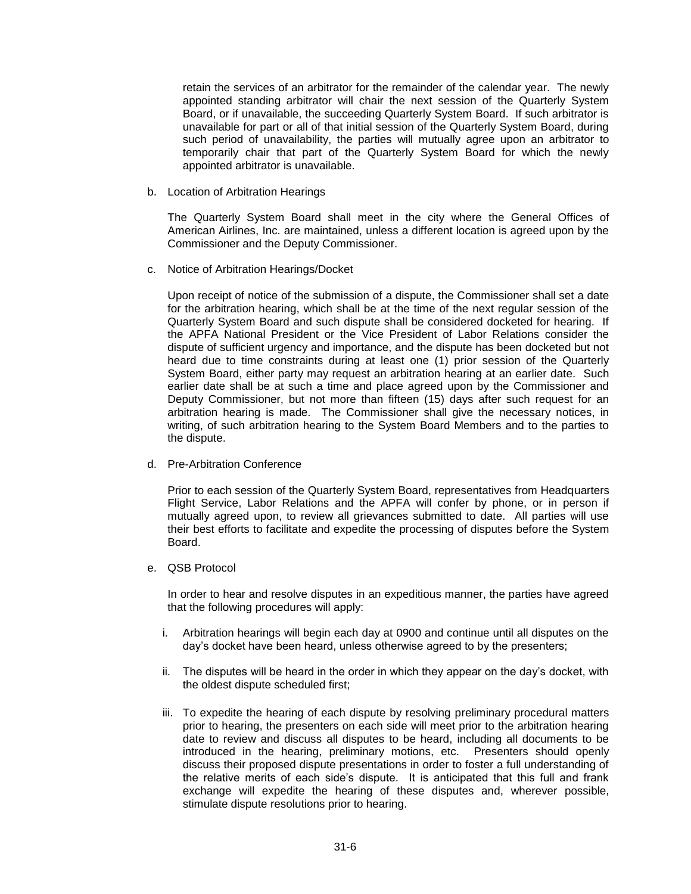retain the services of an arbitrator for the remainder of the calendar year. The newly appointed standing arbitrator will chair the next session of the Quarterly System Board, or if unavailable, the succeeding Quarterly System Board. If such arbitrator is unavailable for part or all of that initial session of the Quarterly System Board, during such period of unavailability, the parties will mutually agree upon an arbitrator to temporarily chair that part of the Quarterly System Board for which the newly appointed arbitrator is unavailable.

b. Location of Arbitration Hearings

The Quarterly System Board shall meet in the city where the General Offices of American Airlines, Inc. are maintained, unless a different location is agreed upon by the Commissioner and the Deputy Commissioner.

c. Notice of Arbitration Hearings/Docket

Upon receipt of notice of the submission of a dispute, the Commissioner shall set a date for the arbitration hearing, which shall be at the time of the next regular session of the Quarterly System Board and such dispute shall be considered docketed for hearing. If the APFA National President or the Vice President of Labor Relations consider the dispute of sufficient urgency and importance, and the dispute has been docketed but not heard due to time constraints during at least one (1) prior session of the Quarterly System Board, either party may request an arbitration hearing at an earlier date. Such earlier date shall be at such a time and place agreed upon by the Commissioner and Deputy Commissioner, but not more than fifteen (15) days after such request for an arbitration hearing is made. The Commissioner shall give the necessary notices, in writing, of such arbitration hearing to the System Board Members and to the parties to the dispute.

d. Pre-Arbitration Conference

Prior to each session of the Quarterly System Board, representatives from Headquarters Flight Service, Labor Relations and the APFA will confer by phone, or in person if mutually agreed upon, to review all grievances submitted to date. All parties will use their best efforts to facilitate and expedite the processing of disputes before the System Board.

e. QSB Protocol

In order to hear and resolve disputes in an expeditious manner, the parties have agreed that the following procedures will apply:

i. Arbitration hearings will begin each day at 0900 and continue until all disputes on the day's docket have been heard, unless otherwise agreed to by the presenters;

ii. The disputes will be heard in the order in which they appear on the day's docket, with the oldest dispute scheduled first;

iii. To expedite the hearing of each dispute by resolving preliminary procedural matters prior to hearing, the presenters on each side will meet prior to the arbitration hearing date to review and discuss all disputes to be heard, including all documents to be introduced in the hearing, preliminary motions, etc. Presenters should openly discuss their proposed dispute presentations in order to foster a full understanding of the relative merits of each side's dispute. It is anticipated that this full and frank exchange will expedite the hearing of these disputes and, wherever possible, stimulate dispute resolutions prior to hearing.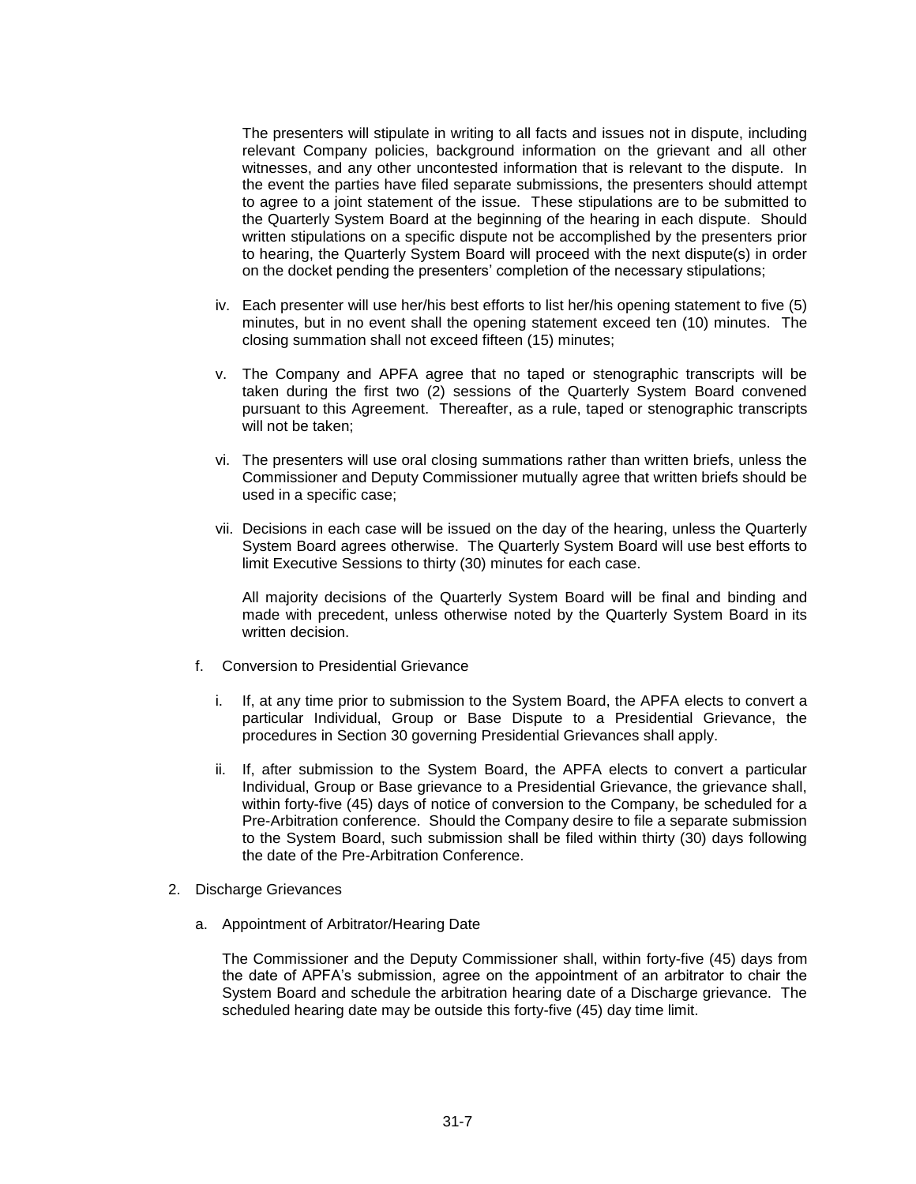The presenters will stipulate in writing to all facts and issues not in dispute, including relevant Company policies, background information on the grievant and all other witnesses, and any other uncontested information that is relevant to the dispute. In the event the parties have filed separate submissions, the presenters should attempt to agree to a joint statement of the issue. These stipulations are to be submitted to the Quarterly System Board at the beginning of the hearing in each dispute. Should written stipulations on a specific dispute not be accomplished by the presenters prior to hearing, the Quarterly System Board will proceed with the next dispute(s) in order on the docket pending the presenters' completion of the necessary stipulations;

iv. Each presenter will use her/his best efforts to list her/his opening statement to five (5) minutes, but in no event shall the opening statement exceed ten (10) minutes. The closing summation shall not exceed fifteen (15) minutes;

v. The Company and APFA agree that no taped or stenographic transcripts will be taken during the first two (2) sessions of the Quarterly System Board convened pursuant to this Agreement. Thereafter, as a rule, taped or stenographic transcripts will not be taken;

vi. The presenters will use oral closing summations rather than written briefs, unless the Commissioner and Deputy Commissioner mutually agree that written briefs should be used in a specific case;

vii. Decisions in each case will be issued on the day of the hearing, unless the Quarterly System Board agrees otherwise. The Quarterly System Board will use best efforts to limit Executive Sessions to thirty (30) minutes for each case.

All majority decisions of the Quarterly System Board will be final and binding and made with precedent, unless otherwise noted by the Quarterly System Board in its written decision.

f. Conversion to Presidential Grievance

i. If, at any time prior to submission to the System Board, the APFA elects to convert a particular Individual, Group or Base Dispute to a Presidential Grievance, the procedures in Section 30 governing Presidential Grievances shall apply.

ii. If, after submission to the System Board, the APFA elects to convert a particular Individual, Group or Base grievance to a Presidential Grievance, the grievance shall, within forty-five (45) days of notice of conversion to the Company, be scheduled for a Pre-Arbitration conference. Should the Company desire to file a separate submission to the System Board, such submission shall be filed within thirty (30) days following the date of the Pre-Arbitration Conference.

2. Discharge Grievances

a. Appointment of Arbitrator/Hearing Date

The Commissioner and the Deputy Commissioner shall, within forty-five (45) days from the date of APFA's submission, agree on the appointment of an arbitrator to chair the System Board and schedule the arbitration hearing date of a Discharge grievance. The scheduled hearing date may be outside this forty-five (45) day time limit.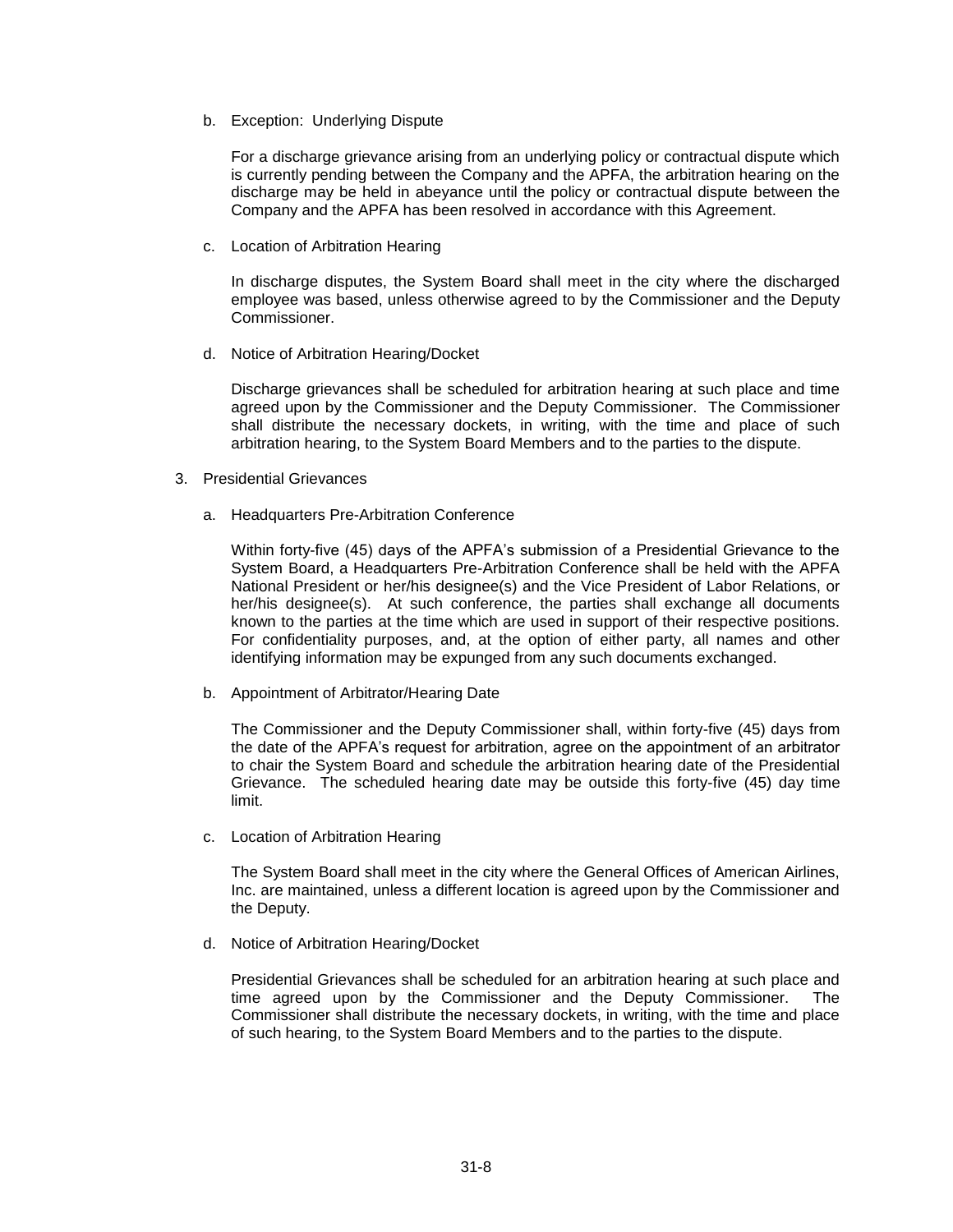b. Exception: Underlying Dispute

For a discharge grievance arising from an underlying policy or contractual dispute which is currently pending between the Company and the APFA, the arbitration hearing on the discharge may be held in abeyance until the policy or contractual dispute between the Company and the APFA has been resolved in accordance with this Agreement.

c. Location of Arbitration Hearing

In discharge disputes, the System Board shall meet in the city where the discharged employee was based, unless otherwise agreed to by the Commissioner and the Deputy Commissioner.

d. Notice of Arbitration Hearing/Docket

Discharge grievances shall be scheduled for arbitration hearing at such place and time agreed upon by the Commissioner and the Deputy Commissioner. The Commissioner shall distribute the necessary dockets, in writing, with the time and place of such arbitration hearing, to the System Board Members and to the parties to the dispute.

3. Presidential Grievances

a. Headquarters Pre-Arbitration Conference

Within forty-five (45) days of the APFA's submission of a Presidential Grievance to the System Board, a Headquarters Pre-Arbitration Conference shall be held with the APFA National President or her/his designee(s) and the Vice President of Labor Relations, or her/his designee(s). At such conference, the parties shall exchange all documents known to the parties at the time which are used in support of their respective positions. For confidentiality purposes, and, at the option of either party, all names and other identifying information may be expunged from any such documents exchanged.

b. Appointment of Arbitrator/Hearing Date

The Commissioner and the Deputy Commissioner shall, within forty-five (45) days from the date of the APFA's request for arbitration, agree on the appointment of an arbitrator to chair the System Board and schedule the arbitration hearing date of the Presidential Grievance. The scheduled hearing date may be outside this forty-five (45) day time limit.

c. Location of Arbitration Hearing

The System Board shall meet in the city where the General Offices of American Airlines, Inc. are maintained, unless a different location is agreed upon by the Commissioner and the Deputy.

d. Notice of Arbitration Hearing/Docket

Presidential Grievances shall be scheduled for an arbitration hearing at such place and time agreed upon by the Commissioner and the Deputy Commissioner. The Commissioner shall distribute the necessary dockets, in writing, with the time and place of such hearing, to the System Board Members and to the parties to the dispute.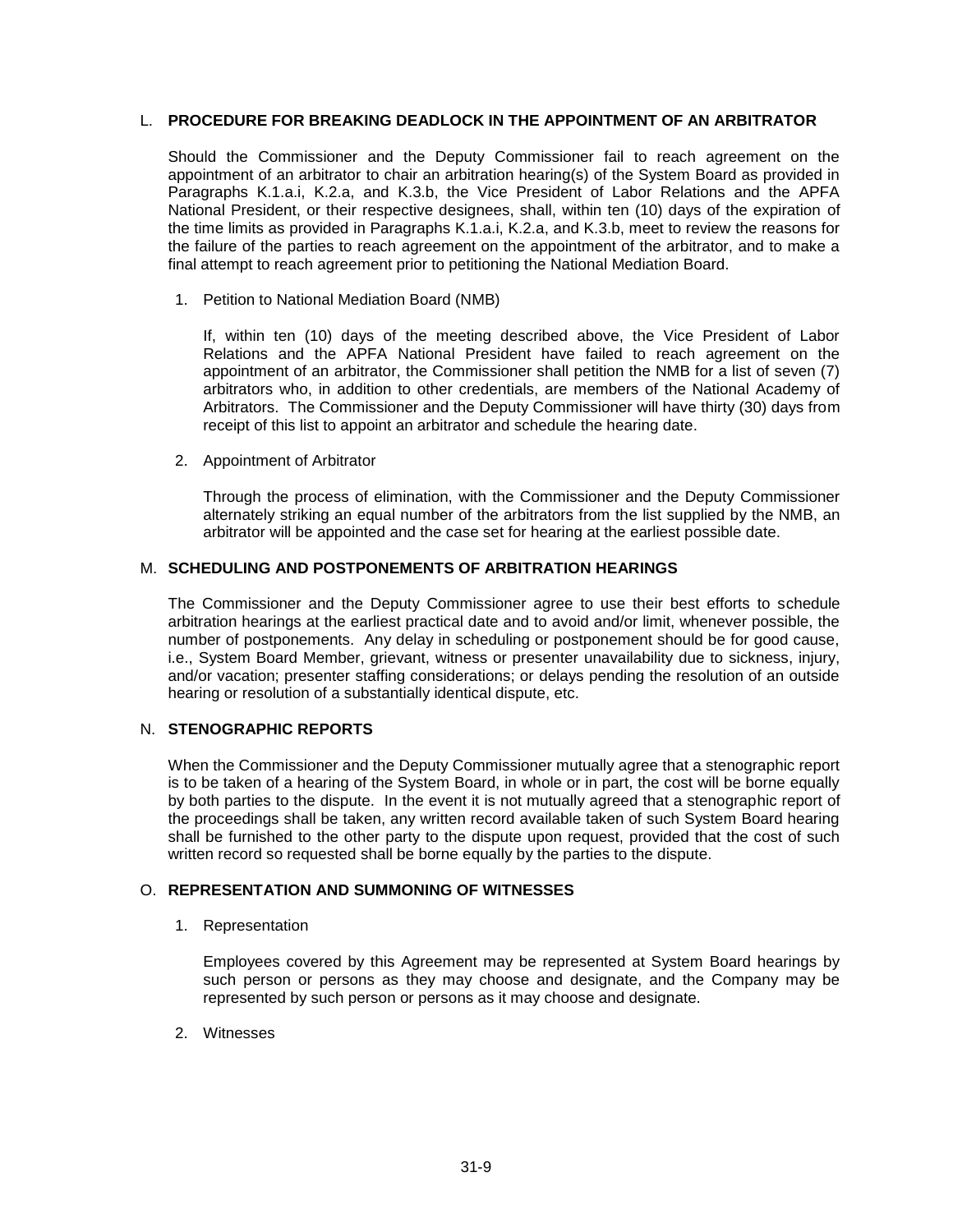## L. PROCEDURE FOR BREAKING DEADLOCK IN THE APPOINTMENT OF AN ARBITRATOR

Should the Commissioner and the Deputy Commissioner fail to reach agreement on the appointment of an arbitrator to chair an arbitration hearing(s) of the System Board as provided in Paragraphs K.1.a.i, K.2.a, and K.3.b, the Vice President of Labor Relations and the APFA National President, or their respective designees, shall, within ten (10) days of the expiration of the time limits as provided in Paragraphs K.1.a.i, K.2.a, and K.3.b, meet to review the reasons for the failure of the parties to reach agreement on the appointment of the arbitrator, and to make a final attempt to reach agreement prior to petitioning the National Mediation Board.

1. Petition to National Mediation Board (NMB)

   If, within ten (10) days of the meeting described above, the Vice President of Labor Relations and the APFA National President have failed to reach agreement on the appointment of an arbitrator, the Commissioner shall petition the NMB for a list of seven (7) arbitrators who, in addition to other credentials, are members of the National Academy of Arbitrators. The Commissioner and the Deputy Commissioner will have thirty (30) days from receipt of this list to appoint an arbitrator and schedule the hearing date.

2. Appointment of Arbitrator

   Through the process of elimination, with the Commissioner and the Deputy Commissioner alternately striking an equal number of the arbitrators from the list supplied by the NMB, an arbitrator will be appointed and the case set for hearing at the earliest possible date.

## M. SCHEDULING AND POSTPONEMENTS OF ARBITRATION HEARINGS

The Commissioner and the Deputy Commissioner agree to use their best efforts to schedule arbitration hearings at the earliest practical date and to avoid and/or limit, whenever possible, the number of postponements. Any delay in scheduling or postponement should be for good cause, i.e., System Board Member, grievant, witness or presenter unavailability due to sickness, injury, and/or vacation; presenter staffing considerations; or delays pending the resolution of an outside hearing or resolution of a substantially identical dispute, etc.

## N. STENOGRAPHIC REPORTS

When the Commissioner and the Deputy Commissioner mutually agree that a stenographic report is to be taken of a hearing of the System Board, in whole or in part, the cost will be borne equally by both parties to the dispute. In the event it is not mutually agreed that a stenographic report of the proceedings shall be taken, any written record available taken of such System Board hearing shall be furnished to the other party to the dispute upon request, provided that the cost of such written record so requested shall be borne equally by the parties to the dispute.

## O. REPRESENTATION AND SUMMONING OF WITNESSES

1. Representation

   Employees covered by this Agreement may be represented at System Board hearings by such person or persons as they may choose and designate, and the Company may be represented by such person or persons as it may choose and designate.

2. Witnesses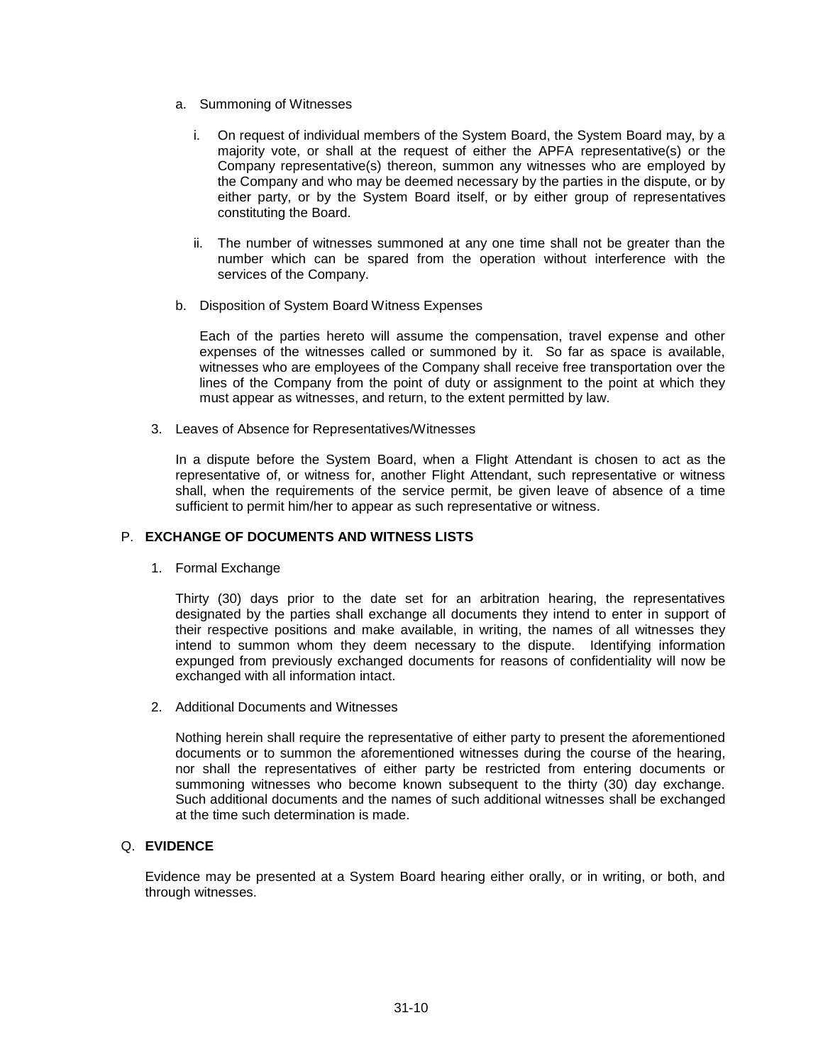a. Summoning of Witnesses

   i. On request of individual members of the System Board, the System Board may, by a majority vote, or shall at the request of either the APFA representative(s) or the Company representative(s) thereon, summon any witnesses who are employed by the Company and who may be deemed necessary by the parties in the dispute, or by either party, or by the System Board itself, or by either group of representatives constituting the Board.

   ii. The number of witnesses summoned at any one time shall not be greater than the number which can be spared from the operation without interference with the services of the Company.

b. Disposition of System Board Witness Expenses

   Each of the parties hereto will assume the compensation, travel expense and other expenses of the witnesses called or summoned by it. So far as space is available, witnesses who are employees of the Company shall receive free transportation over the lines of the Company from the point of duty or assignment to the point at which they must appear as witnesses, and return, to the extent permitted by law.

3. Leaves of Absence for Representatives/Witnesses

   In a dispute before the System Board, when a Flight Attendant is chosen to act as the representative of, or witness for, another Flight Attendant, such representative or witness shall, when the requirements of the service permit, be given leave of absence of a time sufficient to permit him/her to appear as such representative or witness.

## P. **EXCHANGE OF DOCUMENTS AND WITNESS LISTS**

1. Formal Exchange

   Thirty (30) days prior to the date set for an arbitration hearing, the representatives designated by the parties shall exchange all documents they intend to enter in support of their respective positions and make available, in writing, the names of all witnesses they intend to summon whom they deem necessary to the dispute. Identifying information expunged from previously exchanged documents for reasons of confidentiality will now be exchanged with all information intact.

2. Additional Documents and Witnesses

   Nothing herein shall require the representative of either party to present the aforementioned documents or to summon the aforementioned witnesses during the course of the hearing, nor shall the representatives of either party be restricted from entering documents or summoning witnesses who become known subsequent to the thirty (30) day exchange. Such additional documents and the names of such additional witnesses shall be exchanged at the time such determination is made.

## Q. **EVIDENCE**

Evidence may be presented at a System Board hearing either orally, or in writing, or both, and through witnesses.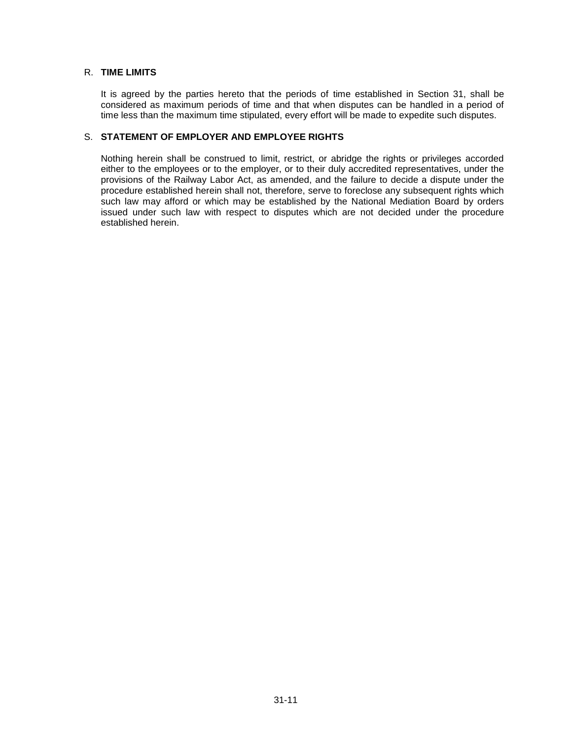### R. TIME LIMITS

It is agreed by the parties hereto that the periods of time established in Section 31, shall be considered as maximum periods of time and that when disputes can be handled in a period of time less than the maximum time stipulated, every effort will be made to expedite such disputes.

### S. STATEMENT OF EMPLOYER AND EMPLOYEE RIGHTS

Nothing herein shall be construed to limit, restrict, or abridge the rights or privileges accorded either to the employees or to the employer, or to their duly accredited representatives, under the provisions of the Railway Labor Act, as amended, and the failure to decide a dispute under the procedure established herein shall not, therefore, serve to foreclose any subsequent rights which such law may afford or which may be established by the National Mediation Board by orders issued under such law with respect to disputes which are not decided under the procedure established herein.